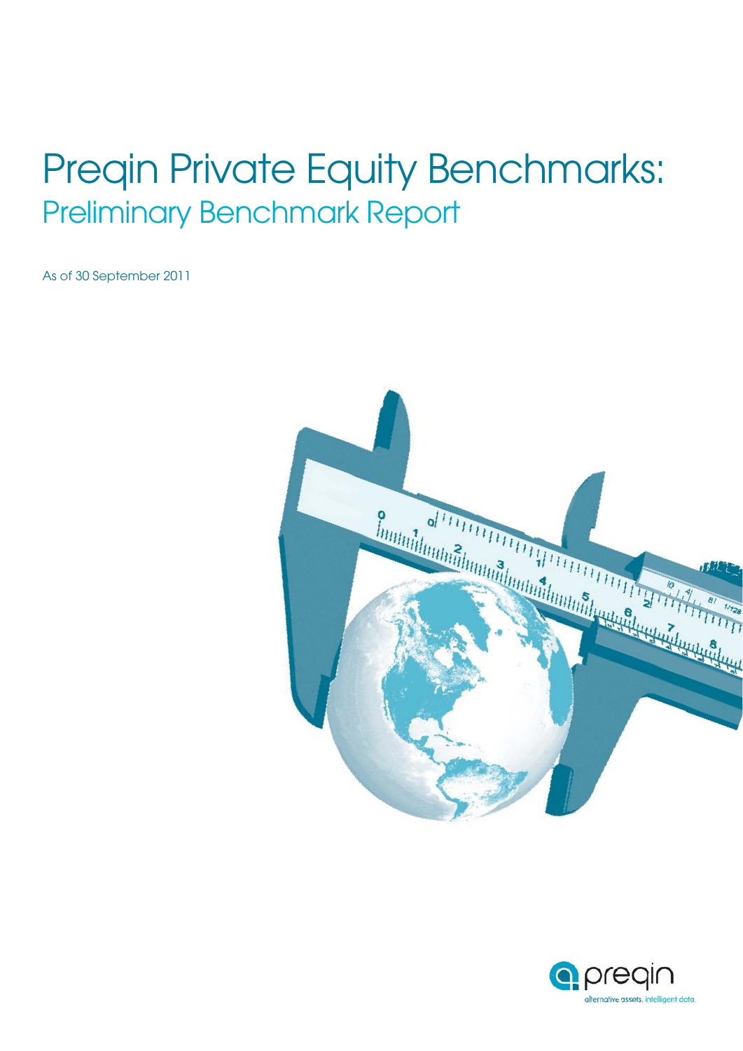# Preqin Private Equity Benchmarks:

## Preliminary Benchmark Report

As of 30 September 2011

preqin

alternative assets. intelligent data.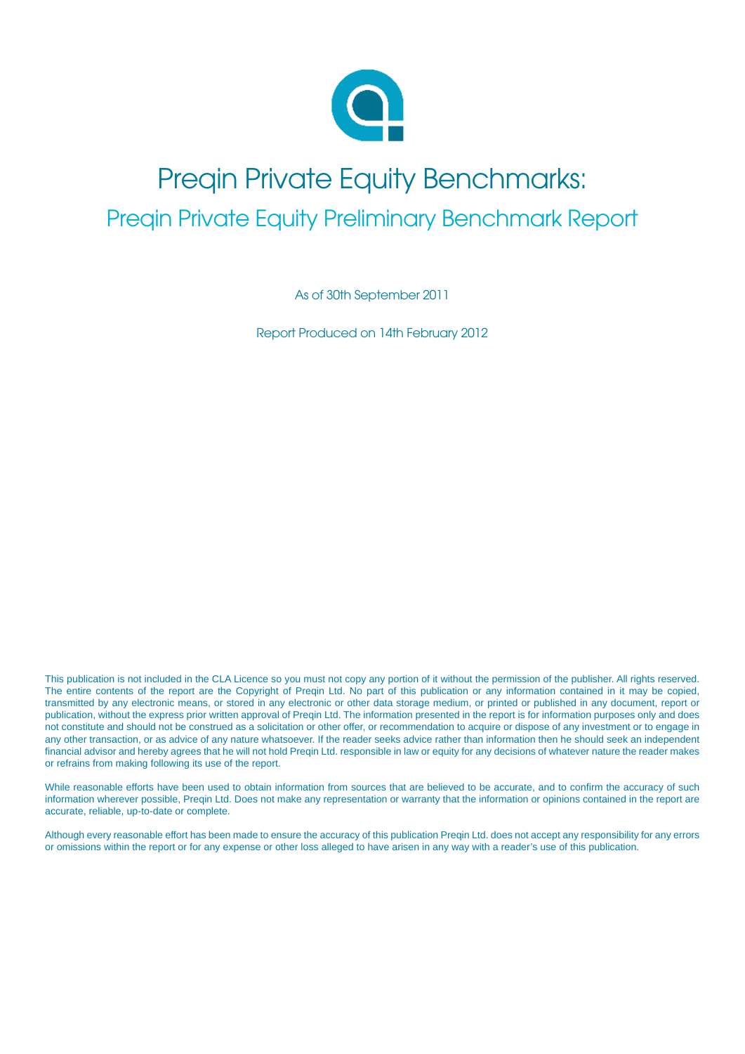# Preqin Private Equity Benchmarks:

## Preqin Private Equity Preliminary Benchmark Report

As of 30th September 2011

Report Produced on 14th February 2012

This publication is not included in the CLA Licence so you must not copy any portion of it without the permission of the publisher. All rights reserved. The entire contents of the report are the Copyright of Preqin Ltd. No part of this publication or any information contained in it may be copied, transmitted by any electronic means, or stored in any electronic or other data storage medium, or printed or published in any document, report or publication, without the express prior written approval of Preqin Ltd. The information presented in the report is for information purposes only and does not constitute and should not be construed as a solicitation or other offer, or recommendation to acquire or dispose of any investment or to engage in any other transaction, or as advice of any nature whatsoever. If the reader seeks advice rather than information then he should seek an independent financial advisor and hereby agrees that he will not hold Preqin Ltd. responsible in law or equity for any decisions of whatever nature the reader makes or refrains from making following its use of the report.

While reasonable efforts have been used to obtain information from sources that are believed to be accurate, and to confirm the accuracy of such information wherever possible, Preqin Ltd. Does not make any representation or warranty that the information or opinions contained in the report are accurate, reliable, up-to-date or complete.

Although every reasonable effort has been made to ensure the accuracy of this publication Preqin Ltd. does not accept any responsibility for any errors or omissions within the report or for any expense or other loss alleged to have arisen in any way with a reader's use of this publication.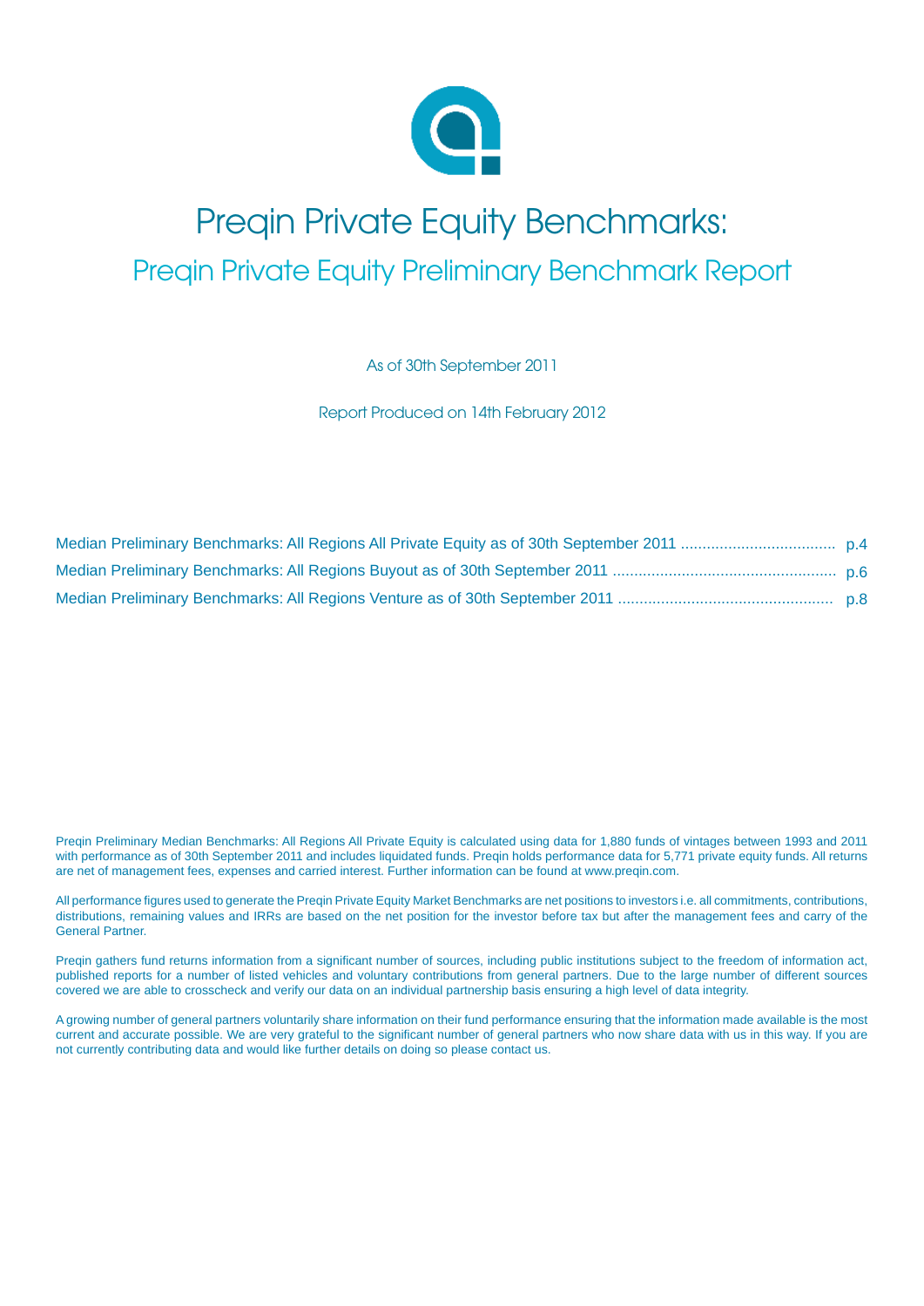# Preqin Private Equity Benchmarks:

## Preqin Private Equity Preliminary Benchmark Report

As of 30th September 2011

Report Produced on 14th February 2012

Median Preliminary Benchmarks: All Regions All Private Equity as of 30th September 2011 .................................... p.4

Median Preliminary Benchmarks: All Regions Buyout as of 30th September 2011 .................................................... p.6

Median Preliminary Benchmarks: All Regions Venture as of 30th September 2011 .................................................. p.8

Preqin Preliminary Median Benchmarks: All Regions All Private Equity is calculated using data for 1,880 funds of vintages between 1993 and 2011 with performance as of 30th September 2011 and includes liquidated funds. Preqin holds performance data for 5,771 private equity funds. All returns are net of management fees, expenses and carried interest. Further information can be found at www.preqin.com.

All performance figures used to generate the Preqin Private Equity Market Benchmarks are net positions to investors i.e. all commitments, contributions, distributions, remaining values and IRRs are based on the net position for the investor before tax but after the management fees and carry of the General Partner.

Preqin gathers fund returns information from a significant number of sources, including public institutions subject to the freedom of information act, published reports for a number of listed vehicles and voluntary contributions from general partners. Due to the large number of different sources covered we are able to crosscheck and verify our data on an individual partnership basis ensuring a high level of data integrity.

A growing number of general partners voluntarily share information on their fund performance ensuring that the information made available is the most current and accurate possible. We are very grateful to the significant number of general partners who now share data with us in this way. If you are not currently contributing data and would like further details on doing so please contact us.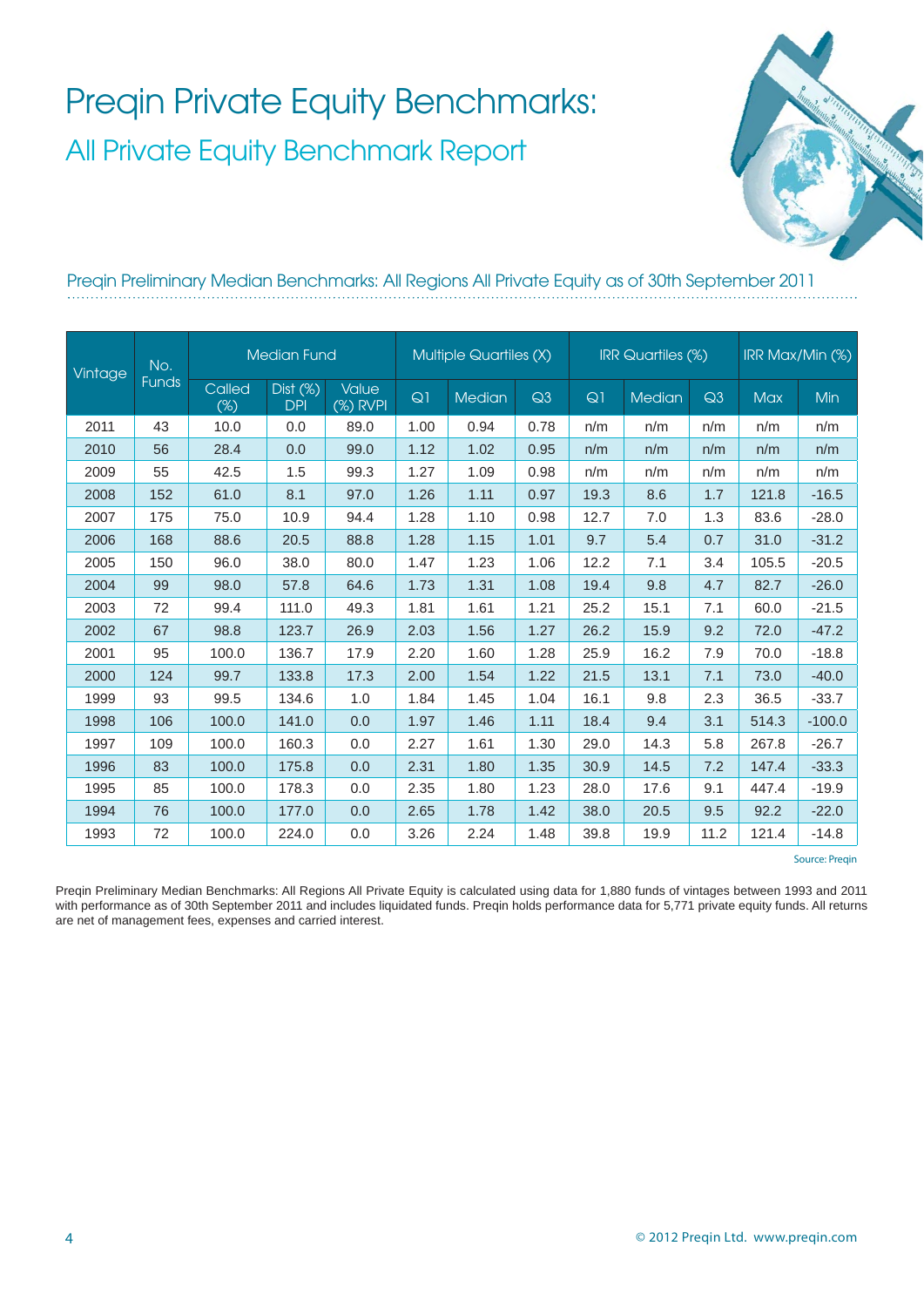# Preqin Private Equity Benchmarks:

## All Private Equity Benchmark Report

### Preqin Preliminary Median Benchmarks: All Regions All Private Equity as of 30th September 2011

| Vintage | No. Funds | Median Fund | | | Multiple Quartiles (X) | | | IRR Quartiles (%) | | | IRR Max/Min (%) | |
|---|---|---|---|---|---|---|---|---|---|---|---|---|
| | | Called (%) | Dist (%) DPI | Value (%) RVPI | Q1 | Median | Q3 | Q1 | Median | Q3 | Max | Min |
| 2011 | 43 | 10.0 | 0.0 | 89.0 | 1.00 | 0.94 | 0.78 | n/m | n/m | n/m | n/m | n/m |
| 2010 | 56 | 28.4 | 0.0 | 99.0 | 1.12 | 1.02 | 0.95 | n/m | n/m | n/m | n/m | n/m |
| 2009 | 55 | 42.5 | 1.5 | 99.3 | 1.27 | 1.09 | 0.98 | n/m | n/m | n/m | n/m | n/m |
| 2008 | 152 | 61.0 | 8.1 | 97.0 | 1.26 | 1.11 | 0.97 | 19.3 | 8.6 | 1.7 | 121.8 | -16.5 |
| 2007 | 175 | 75.0 | 10.9 | 94.4 | 1.28 | 1.10 | 0.98 | 12.7 | 7.0 | 1.3 | 83.6 | -28.0 |
| 2006 | 168 | 88.6 | 20.5 | 88.8 | 1.28 | 1.15 | 1.01 | 9.7 | 5.4 | 0.7 | 31.0 | -31.2 |
| 2005 | 150 | 96.0 | 38.0 | 80.0 | 1.47 | 1.23 | 1.06 | 12.2 | 7.1 | 3.4 | 105.5 | -20.5 |
| 2004 | 99 | 98.0 | 57.8 | 64.6 | 1.73 | 1.31 | 1.08 | 19.4 | 9.8 | 4.7 | 82.7 | -26.0 |
| 2003 | 72 | 99.4 | 111.0 | 49.3 | 1.81 | 1.61 | 1.21 | 25.2 | 15.1 | 7.1 | 60.0 | -21.5 |
| 2002 | 67 | 98.8 | 123.7 | 26.9 | 2.03 | 1.56 | 1.27 | 26.2 | 15.9 | 9.2 | 72.0 | -47.2 |
| 2001 | 95 | 100.0 | 136.7 | 17.9 | 2.20 | 1.60 | 1.28 | 25.9 | 16.2 | 7.9 | 70.0 | -18.8 |
| 2000 | 124 | 99.7 | 133.8 | 17.3 | 2.00 | 1.54 | 1.22 | 21.5 | 13.1 | 7.1 | 73.0 | -40.0 |
| 1999 | 93 | 99.5 | 134.6 | 1.0 | 1.84 | 1.45 | 1.04 | 16.1 | 9.8 | 2.3 | 36.5 | -33.7 |
| 1998 | 106 | 100.0 | 141.0 | 0.0 | 1.97 | 1.46 | 1.11 | 18.4 | 9.4 | 3.1 | 514.3 | -100.0 |
| 1997 | 109 | 100.0 | 160.3 | 0.0 | 2.27 | 1.61 | 1.30 | 29.0 | 14.3 | 5.8 | 267.8 | -26.7 |
| 1996 | 83 | 100.0 | 175.8 | 0.0 | 2.31 | 1.80 | 1.35 | 30.9 | 14.5 | 7.2 | 147.4 | -33.3 |
| 1995 | 85 | 100.0 | 178.3 | 0.0 | 2.35 | 1.80 | 1.23 | 28.0 | 17.6 | 9.1 | 447.4 | -19.9 |
| 1994 | 76 | 100.0 | 177.0 | 0.0 | 2.65 | 1.78 | 1.42 | 38.0 | 20.5 | 9.5 | 92.2 | -22.0 |
| 1993 | 72 | 100.0 | 224.0 | 0.0 | 3.26 | 2.24 | 1.48 | 39.8 | 19.9 | 11.2 | 121.4 | -14.8 |

Source: Preqin

Preqin Preliminary Median Benchmarks: All Regions All Private Equity is calculated using data for 1,880 funds of vintages between 1993 and 2011 with performance as of 30th September 2011 and includes liquidated funds. Preqin holds performance data for 5,771 private equity funds. All returns are net of management fees, expenses and carried interest.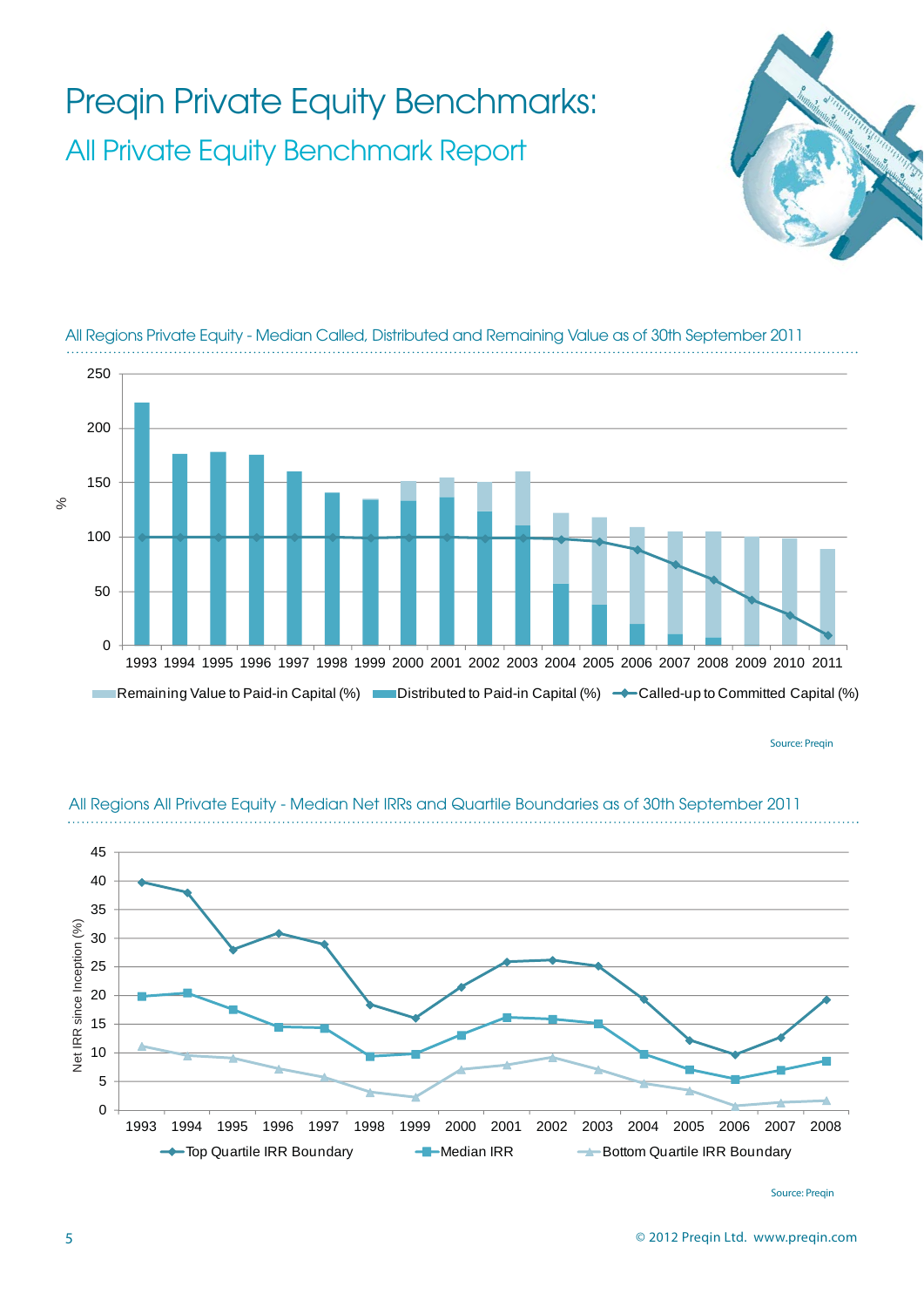# Preqin Private Equity Benchmarks:

## All Private Equity Benchmark Report

All Regions Private Equity - Median Called, Distributed and Remaining Value as of 30th September 2011

Source: Preqin

All Regions All Private Equity - Median Net IRRs and Quartile Boundaries as of 30th September 2011

Source: Preqin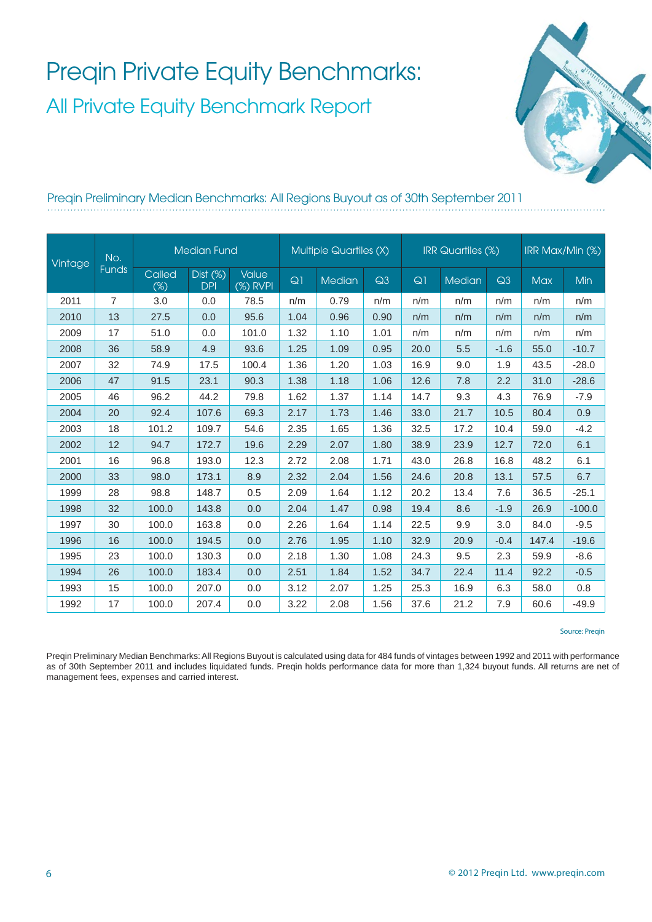# Preqin Private Equity Benchmarks:

## All Private Equity Benchmark Report

### Preqin Preliminary Median Benchmarks: All Regions Buyout as of 30th September 2011

| Vintage | No. Funds | Median Fund | | | Multiple Quartiles (X) | | | IRR Quartiles (%) | | | IRR Max/Min (%) | |
|---|---|---|---|---|---|---|---|---|---|---|---|---|
| | | Called (%) | Dist (%) DPI | Value (%) RVPI | Q1 | Median | Q3 | Q1 | Median | Q3 | Max | Min |
| 2011 | 7 | 3.0 | 0.0 | 78.5 | n/m | 0.79 | n/m | n/m | n/m | n/m | n/m | n/m |
| 2010 | 13 | 27.5 | 0.0 | 95.6 | 1.04 | 0.96 | 0.90 | n/m | n/m | n/m | n/m | n/m |
| 2009 | 17 | 51.0 | 0.0 | 101.0 | 1.32 | 1.10 | 1.01 | n/m | n/m | n/m | n/m | n/m |
| 2008 | 36 | 58.9 | 4.9 | 93.6 | 1.25 | 1.09 | 0.95 | 20.0 | 5.5 | -1.6 | 55.0 | -10.7 |
| 2007 | 32 | 74.9 | 17.5 | 100.4 | 1.36 | 1.20 | 1.03 | 16.9 | 9.0 | 1.9 | 43.5 | -28.0 |
| 2006 | 47 | 91.5 | 23.1 | 90.3 | 1.38 | 1.18 | 1.06 | 12.6 | 7.8 | 2.2 | 31.0 | -28.6 |
| 2005 | 46 | 96.2 | 44.2 | 79.8 | 1.62 | 1.37 | 1.14 | 14.7 | 9.3 | 4.3 | 76.9 | -7.9 |
| 2004 | 20 | 92.4 | 107.6 | 69.3 | 2.17 | 1.73 | 1.46 | 33.0 | 21.7 | 10.5 | 80.4 | 0.9 |
| 2003 | 18 | 101.2 | 109.7 | 54.6 | 2.35 | 1.65 | 1.36 | 32.5 | 17.2 | 10.4 | 59.0 | -4.2 |
| 2002 | 12 | 94.7 | 172.7 | 19.6 | 2.29 | 2.07 | 1.80 | 38.9 | 23.9 | 12.7 | 72.0 | 6.1 |
| 2001 | 16 | 96.8 | 193.0 | 12.3 | 2.72 | 2.08 | 1.71 | 43.0 | 26.8 | 16.8 | 48.2 | 6.1 |
| 2000 | 33 | 98.0 | 173.1 | 8.9 | 2.32 | 2.04 | 1.56 | 24.6 | 20.8 | 13.1 | 57.5 | 6.7 |
| 1999 | 28 | 98.8 | 148.7 | 0.5 | 2.09 | 1.64 | 1.12 | 20.2 | 13.4 | 7.6 | 36.5 | -25.1 |
| 1998 | 32 | 100.0 | 143.8 | 0.0 | 2.04 | 1.47 | 0.98 | 19.4 | 8.6 | -1.9 | 26.9 | -100.0 |
| 1997 | 30 | 100.0 | 163.8 | 0.0 | 2.26 | 1.64 | 1.14 | 22.5 | 9.9 | 3.0 | 84.0 | -9.5 |
| 1996 | 16 | 100.0 | 194.5 | 0.0 | 2.76 | 1.95 | 1.10 | 32.9 | 20.9 | -0.4 | 147.4 | -19.6 |
| 1995 | 23 | 100.0 | 130.3 | 0.0 | 2.18 | 1.30 | 1.08 | 24.3 | 9.5 | 2.3 | 59.9 | -8.6 |
| 1994 | 26 | 100.0 | 183.4 | 0.0 | 2.51 | 1.84 | 1.52 | 34.7 | 22.4 | 11.4 | 92.2 | -0.5 |
| 1993 | 15 | 100.0 | 207.0 | 0.0 | 3.12 | 2.07 | 1.25 | 25.3 | 16.9 | 6.3 | 58.0 | 0.8 |
| 1992 | 17 | 100.0 | 207.4 | 0.0 | 3.22 | 2.08 | 1.56 | 37.6 | 21.2 | 7.9 | 60.6 | -49.9 |

Source: Preqin

Preqin Preliminary Median Benchmarks: All Regions Buyout is calculated using data for 484 funds of vintages between 1992 and 2011 with performance as of 30th September 2011 and includes liquidated funds. Preqin holds performance data for more than 1,324 buyout funds. All returns are net of management fees, expenses and carried interest.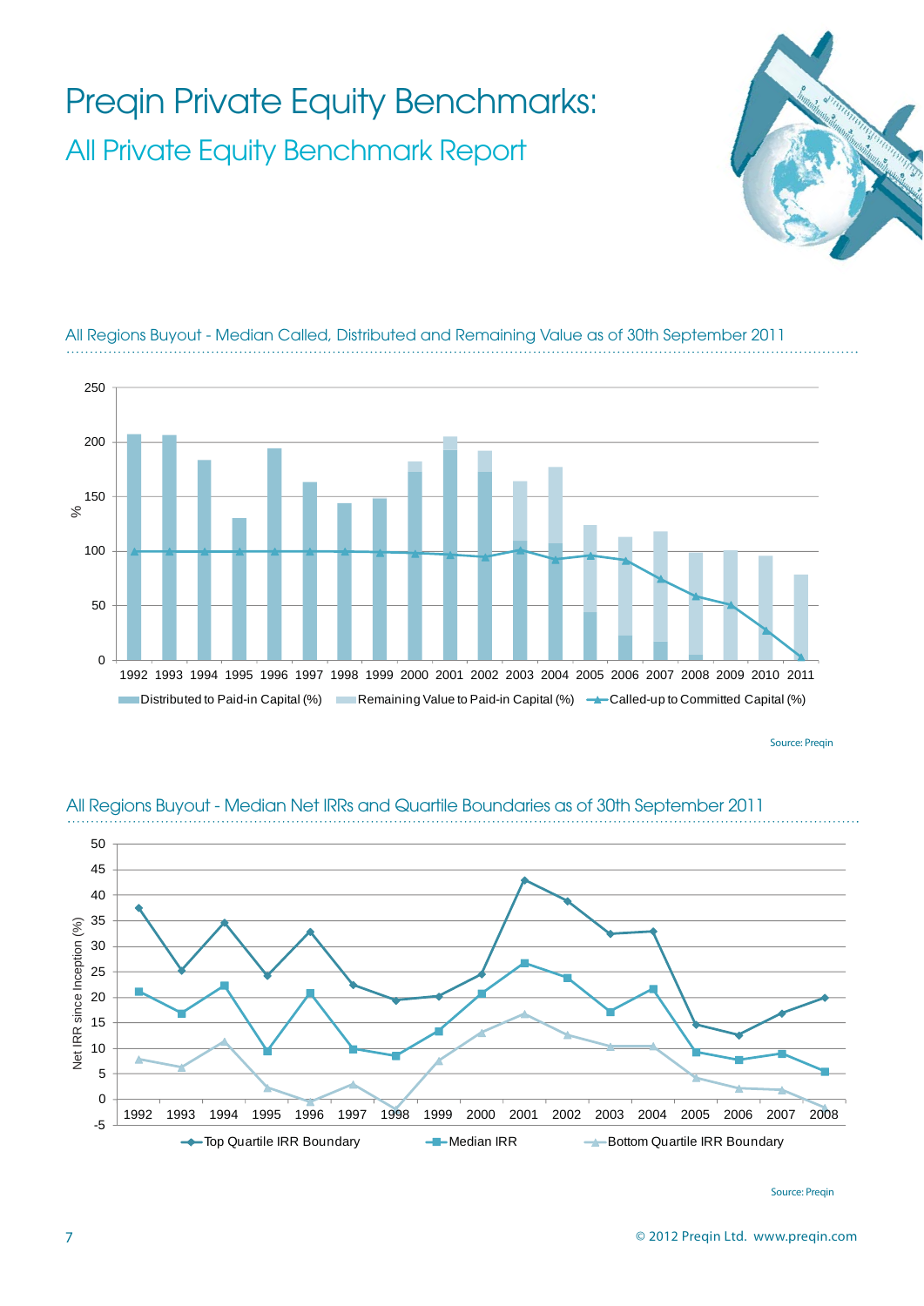# Preqin Private Equity Benchmarks:

## All Private Equity Benchmark Report

### All Regions Buyout - Median Called, Distributed and Remaining Value as of 30th September 2011

Source: Preqin

### All Regions Buyout - Median Net IRRs and Quartile Boundaries as of 30th September 2011

Source: Preqin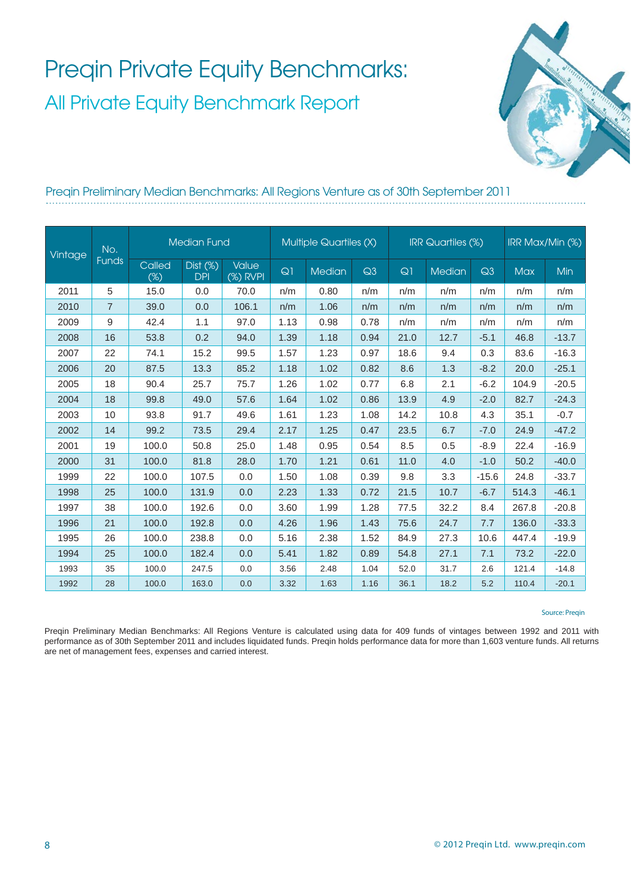# Preqin Private Equity Benchmarks:

## All Private Equity Benchmark Report

### Preqin Preliminary Median Benchmarks: All Regions Venture as of 30th September 2011

| Vintage | No. Funds | Median Fund | | | Multiple Quartiles (X) | | | IRR Quartiles (%) | | | IRR Max/Min (%) | |
|---|---|---|---|---|---|---|---|---|---|---|---|---|
| | | Called (%) | Dist (%) DPI | Value (%) RVPI | Q1 | Median | Q3 | Q1 | Median | Q3 | Max | Min |
| 2011 | 5 | 15.0 | 0.0 | 70.0 | n/m | 0.80 | n/m | n/m | n/m | n/m | n/m | n/m |
| 2010 | 7 | 39.0 | 0.0 | 106.1 | n/m | 1.06 | n/m | n/m | n/m | n/m | n/m | n/m |
| 2009 | 9 | 42.4 | 1.1 | 97.0 | 1.13 | 0.98 | 0.78 | n/m | n/m | n/m | n/m | n/m |
| 2008 | 16 | 53.8 | 0.2 | 94.0 | 1.39 | 1.18 | 0.94 | 21.0 | 12.7 | -5.1 | 46.8 | -13.7 |
| 2007 | 22 | 74.1 | 15.2 | 99.5 | 1.57 | 1.23 | 0.97 | 18.6 | 9.4 | 0.3 | 83.6 | -16.3 |
| 2006 | 20 | 87.5 | 13.3 | 85.2 | 1.18 | 1.02 | 0.82 | 8.6 | 1.3 | -8.2 | 20.0 | -25.1 |
| 2005 | 18 | 90.4 | 25.7 | 75.7 | 1.26 | 1.02 | 0.77 | 6.8 | 2.1 | -6.2 | 104.9 | -20.5 |
| 2004 | 18 | 99.8 | 49.0 | 57.6 | 1.64 | 1.02 | 0.86 | 13.9 | 4.9 | -2.0 | 82.7 | -24.3 |
| 2003 | 10 | 93.8 | 91.7 | 49.6 | 1.61 | 1.23 | 1.08 | 14.2 | 10.8 | 4.3 | 35.1 | -0.7 |
| 2002 | 14 | 99.2 | 73.5 | 29.4 | 2.17 | 1.25 | 0.47 | 23.5 | 6.7 | -7.0 | 24.9 | -47.2 |
| 2001 | 19 | 100.0 | 50.8 | 25.0 | 1.48 | 0.95 | 0.54 | 8.5 | 0.5 | -8.9 | 22.4 | -16.9 |
| 2000 | 31 | 100.0 | 81.8 | 28.0 | 1.70 | 1.21 | 0.61 | 11.0 | 4.0 | -1.0 | 50.2 | -40.0 |
| 1999 | 22 | 100.0 | 107.5 | 0.0 | 1.50 | 1.08 | 0.39 | 9.8 | 3.3 | -15.6 | 24.8 | -33.7 |
| 1998 | 25 | 100.0 | 131.9 | 0.0 | 2.23 | 1.33 | 0.72 | 21.5 | 10.7 | -6.7 | 514.3 | -46.1 |
| 1997 | 38 | 100.0 | 192.6 | 0.0 | 3.60 | 1.99 | 1.28 | 77.5 | 32.2 | 8.4 | 267.8 | -20.8 |
| 1996 | 21 | 100.0 | 192.8 | 0.0 | 4.26 | 1.96 | 1.43 | 75.6 | 24.7 | 7.7 | 136.0 | -33.3 |
| 1995 | 26 | 100.0 | 238.8 | 0.0 | 5.16 | 2.38 | 1.52 | 84.9 | 27.3 | 10.6 | 447.4 | -19.9 |
| 1994 | 25 | 100.0 | 182.4 | 0.0 | 5.41 | 1.82 | 0.89 | 54.8 | 27.1 | 7.1 | 73.2 | -22.0 |
| 1993 | 35 | 100.0 | 247.5 | 0.0 | 3.56 | 2.48 | 1.04 | 52.0 | 31.7 | 2.6 | 121.4 | -14.8 |
| 1992 | 28 | 100.0 | 163.0 | 0.0 | 3.32 | 1.63 | 1.16 | 36.1 | 18.2 | 5.2 | 110.4 | -20.1 |

Source: Preqin

Preqin Preliminary Median Benchmarks: All Regions Venture is calculated using data for 409 funds of vintages between 1992 and 2011 with performance as of 30th September 2011 and includes liquidated funds. Preqin holds performance data for more than 1,603 venture funds. All returns are net of management fees, expenses and carried interest.

© 2012 Preqin Ltd. www.preqin.com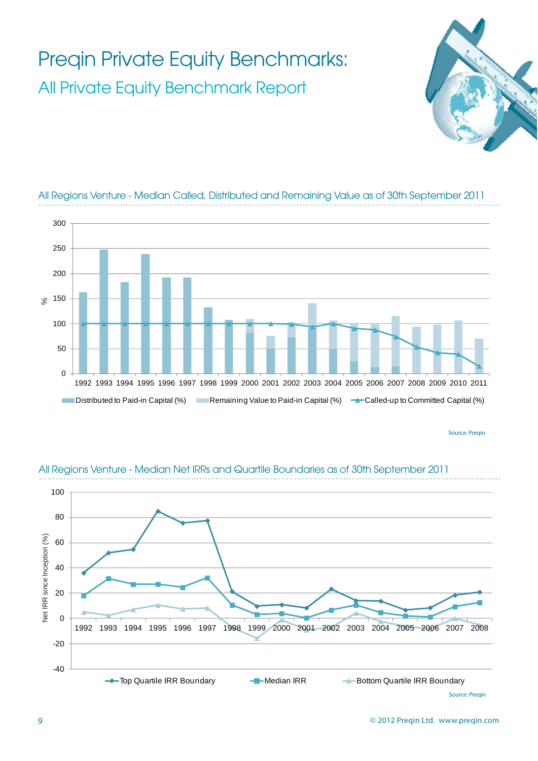# Preqin Private Equity Benchmarks:

## All Private Equity Benchmark Report

### All Regions Venture - Median Called, Distributed and Remaining Value as of 30th September 2011

Source: Preqin

### All Regions Venture - Median Net IRRs and Quartile Boundaries as of 30th September 2011

Source: Preqin

© 2012 Preqin Ltd. www.preqin.com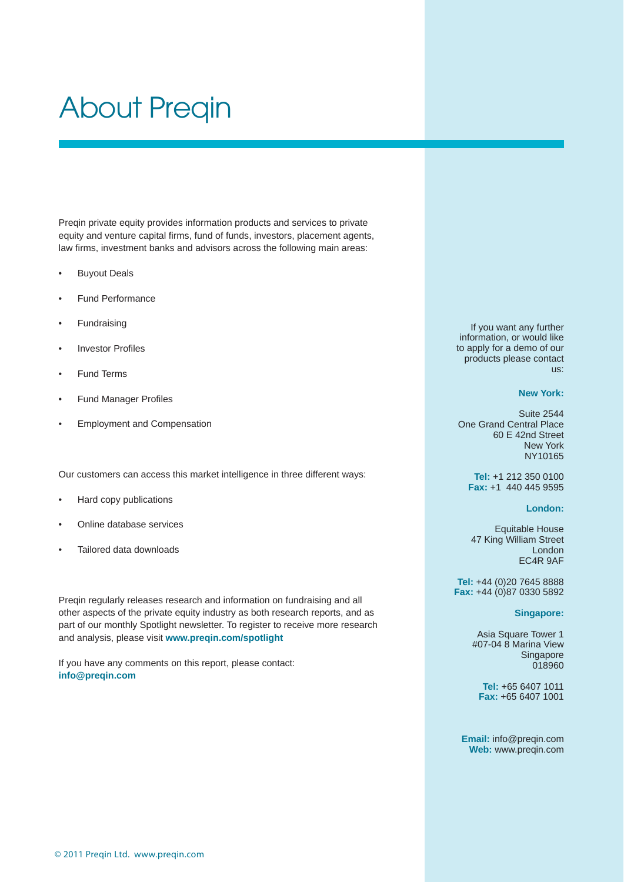# About Preqin

Preqin private equity provides information products and services to private equity and venture capital firms, fund of funds, investors, placement agents, law firms, investment banks and advisors across the following main areas:

- Buyout Deals
- Fund Performance
- Fundraising
- Investor Profiles
- Fund Terms
- Fund Manager Profiles
- Employment and Compensation

Our customers can access this market intelligence in three different ways:

- Hard copy publications
- Online database services
- Tailored data downloads

Preqin regularly releases research and information on fundraising and all other aspects of the private equity industry as both research reports, and as part of our monthly Spotlight newsletter. To register to receive more research and analysis, please visit **www.preqin.com/spotlight**

If you have any comments on this report, please contact:
**info@preqin.com**

If you want any further information, or would like to apply for a demo of our products please contact us:

**New York:**

Suite 2544
One Grand Central Place
60 E 42nd Street
New York
NY10165

**Tel:** +1 212 350 0100
**Fax:** +1 440 445 9595

**London:**

Equitable House
47 King William Street
London
EC4R 9AF

**Tel:** +44 (0)20 7645 8888
**Fax:** +44 (0)87 0330 5892

**Singapore:**

Asia Square Tower 1
#07-04 8 Marina View
Singapore
018960

**Tel:** +65 6407 1011
**Fax:** +65 6407 1001

**Email:** info@preqin.com
**Web:** www.preqin.com

© 2011 Preqin Ltd. www.preqin.com